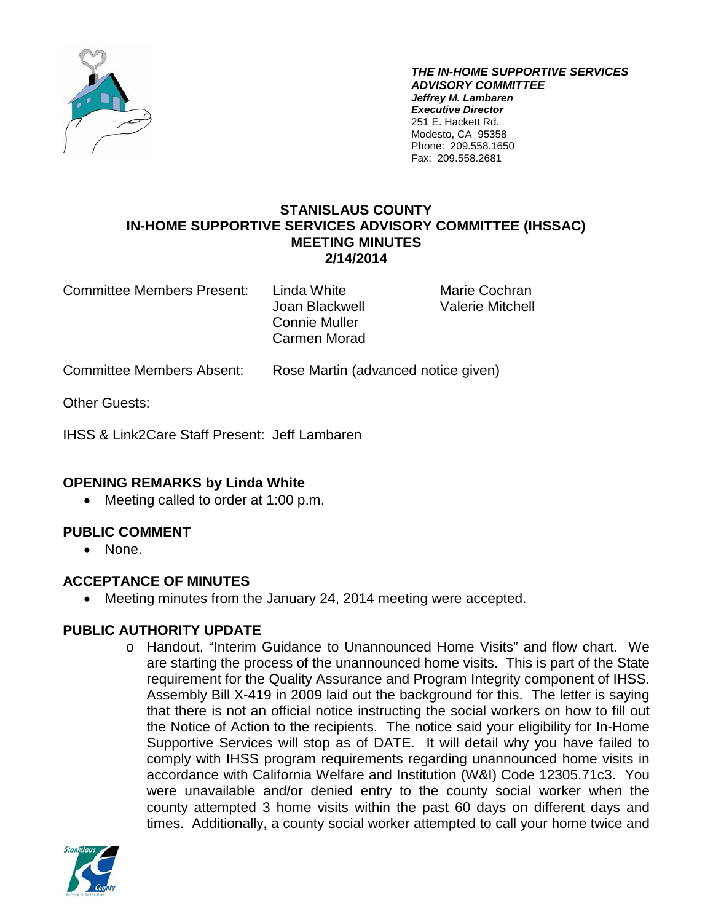***THE IN-HOME SUPPORTIVE SERVICES ADVISORY COMMITTEE***
***Jeffrey M. Lambaren***
***Executive Director***
251 E. Hackett Rd.
Modesto, CA 95358
Phone: 209.558.1650
Fax: 209.558.2681

# STANISLAUS COUNTY
# IN-HOME SUPPORTIVE SERVICES ADVISORY COMMITTEE (IHSSAC)
# MEETING MINUTES
# 2/14/2014

Committee Members Present: Linda White, Joan Blackwell, Connie Muller, Carmen Morad, Marie Cochran, Valerie Mitchell

Committee Members Absent: Rose Martin (advanced notice given)

Other Guests:

IHSS & Link2Care Staff Present: Jeff Lambaren

## OPENING REMARKS by Linda White

- Meeting called to order at 1:00 p.m.

## PUBLIC COMMENT

- None.

## ACCEPTANCE OF MINUTES

- Meeting minutes from the January 24, 2014 meeting were accepted.

## PUBLIC AUTHORITY UPDATE

- Handout, "Interim Guidance to Unannounced Home Visits" and flow chart. We are starting the process of the unannounced home visits. This is part of the State requirement for the Quality Assurance and Program Integrity component of IHSS. Assembly Bill X-419 in 2009 laid out the background for this. The letter is saying that there is not an official notice instructing the social workers on how to fill out the Notice of Action to the recipients. The notice said your eligibility for In-Home Supportive Services will stop as of DATE. It will detail why you have failed to comply with IHSS program requirements regarding unannounced home visits in accordance with California Welfare and Institution (W&I) Code 12305.71c3. You were unavailable and/or denied entry to the county social worker when the county attempted 3 home visits within the past 60 days on different days and times. Additionally, a county social worker attempted to call your home twice and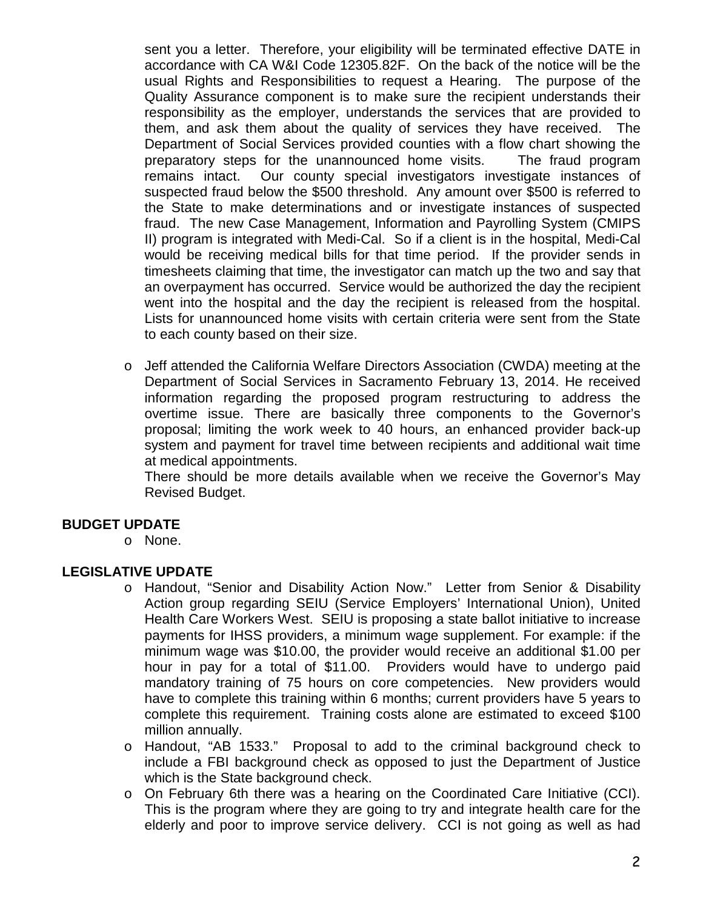sent you a letter. Therefore, your eligibility will be terminated effective DATE in accordance with CA W&I Code 12305.82F. On the back of the notice will be the usual Rights and Responsibilities to request a Hearing. The purpose of the Quality Assurance component is to make sure the recipient understands their responsibility as the employer, understands the services that are provided to them, and ask them about the quality of services they have received. The Department of Social Services provided counties with a flow chart showing the preparatory steps for the unannounced home visits. The fraud program remains intact. Our county special investigators investigate instances of suspected fraud below the $500 threshold. Any amount over $500 is referred to the State to make determinations and or investigate instances of suspected fraud. The new Case Management, Information and Payrolling System (CMIPS II) program is integrated with Medi-Cal. So if a client is in the hospital, Medi-Cal would be receiving medical bills for that time period. If the provider sends in timesheets claiming that time, the investigator can match up the two and say that an overpayment has occurred. Service would be authorized the day the recipient went into the hospital and the day the recipient is released from the hospital. Lists for unannounced home visits with certain criteria were sent from the State to each county based on their size.

- Jeff attended the California Welfare Directors Association (CWDA) meeting at the Department of Social Services in Sacramento February 13, 2014. He received information regarding the proposed program restructuring to address the overtime issue. There are basically three components to the Governor's proposal; limiting the work week to 40 hours, an enhanced provider back-up system and payment for travel time between recipients and additional wait time at medical appointments.

  There should be more details available when we receive the Governor's May Revised Budget.

**BUDGET UPDATE**

- None.

**LEGISLATIVE UPDATE**

- Handout, "Senior and Disability Action Now." Letter from Senior & Disability Action group regarding SEIU (Service Employers' International Union), United Health Care Workers West. SEIU is proposing a state ballot initiative to increase payments for IHSS providers, a minimum wage supplement. For example: if the minimum wage was $10.00, the provider would receive an additional $1.00 per hour in pay for a total of $11.00. Providers would have to undergo paid mandatory training of 75 hours on core competencies. New providers would have to complete this training within 6 months; current providers have 5 years to complete this requirement. Training costs alone are estimated to exceed $100 million annually.
- Handout, "AB 1533." Proposal to add to the criminal background check to include a FBI background check as opposed to just the Department of Justice which is the State background check.
- On February 6th there was a hearing on the Coordinated Care Initiative (CCI). This is the program where they are going to try and integrate health care for the elderly and poor to improve service delivery. CCI is not going as well as had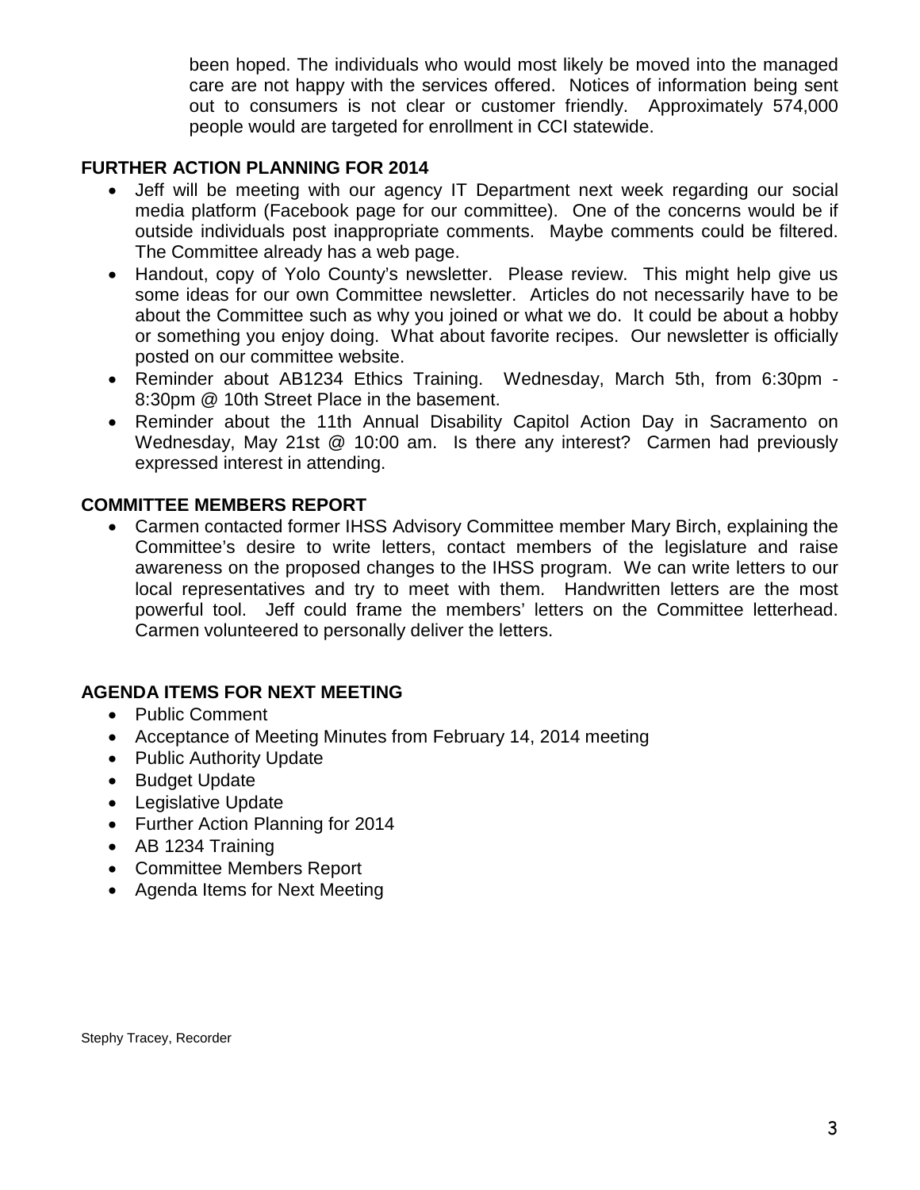been hoped. The individuals who would most likely be moved into the managed care are not happy with the services offered. Notices of information being sent out to consumers is not clear or customer friendly. Approximately 574,000 people would are targeted for enrollment in CCI statewide.

## FURTHER ACTION PLANNING FOR 2014

- Jeff will be meeting with our agency IT Department next week regarding our social media platform (Facebook page for our committee). One of the concerns would be if outside individuals post inappropriate comments. Maybe comments could be filtered. The Committee already has a web page.
- Handout, copy of Yolo County's newsletter. Please review. This might help give us some ideas for our own Committee newsletter. Articles do not necessarily have to be about the Committee such as why you joined or what we do. It could be about a hobby or something you enjoy doing. What about favorite recipes. Our newsletter is officially posted on our committee website.
- Reminder about AB1234 Ethics Training. Wednesday, March 5th, from 6:30pm - 8:30pm @ 10th Street Place in the basement.
- Reminder about the 11th Annual Disability Capitol Action Day in Sacramento on Wednesday, May 21st @ 10:00 am. Is there any interest? Carmen had previously expressed interest in attending.

## COMMITTEE MEMBERS REPORT

- Carmen contacted former IHSS Advisory Committee member Mary Birch, explaining the Committee's desire to write letters, contact members of the legislature and raise awareness on the proposed changes to the IHSS program. We can write letters to our local representatives and try to meet with them. Handwritten letters are the most powerful tool. Jeff could frame the members' letters on the Committee letterhead. Carmen volunteered to personally deliver the letters.

## AGENDA ITEMS FOR NEXT MEETING

- Public Comment
- Acceptance of Meeting Minutes from February 14, 2014 meeting
- Public Authority Update
- Budget Update
- Legislative Update
- Further Action Planning for 2014
- AB 1234 Training
- Committee Members Report
- Agenda Items for Next Meeting

Stephy Tracey, Recorder